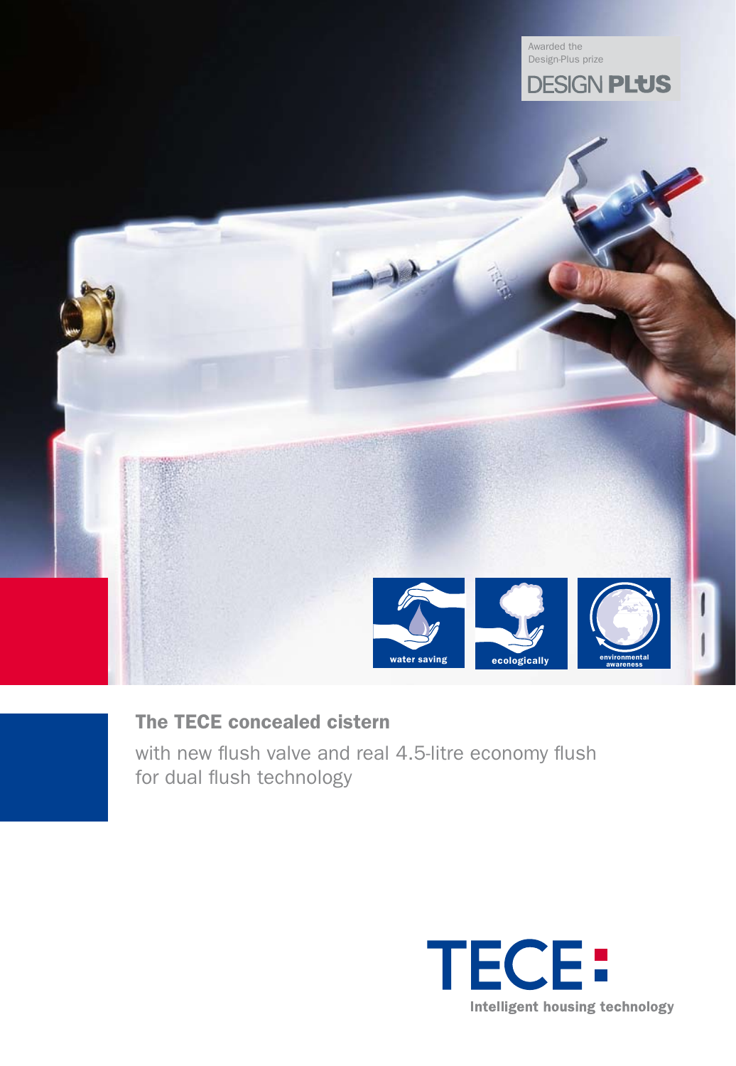Awarded the Design-Plus prize

DESIGN PLUS

water saving

ecologically

environmental awareness

## The TECE concealed cistern

with new flush valve and real 4.5-litre economy flush for dual flush technology

TECE

Intelligent housing technology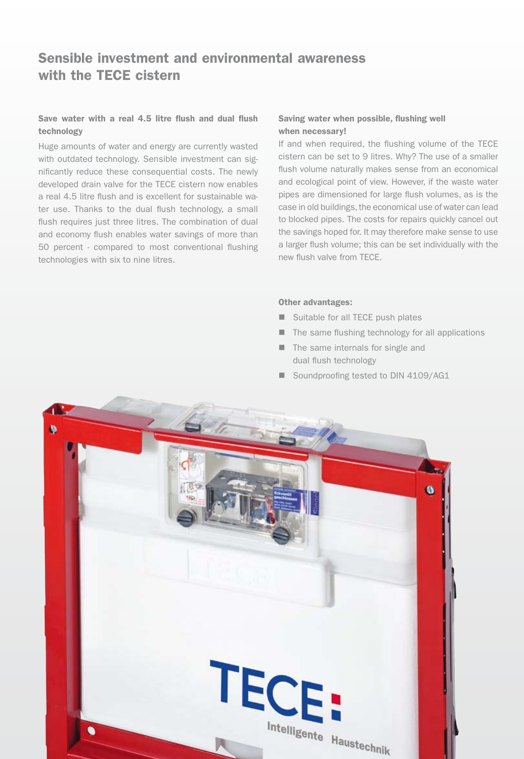# Sensible investment and environmental awareness with the TECE cistern

### Save water with a real 4.5 litre flush and dual flush technology

Huge amounts of water and energy are currently wasted with outdated technology. Sensible investment can significantly reduce these consequential costs. The newly developed drain valve for the TECE cistern now enables a real 4.5 litre flush and is excellent for sustainable water use. Thanks to the dual flush technology, a small flush requires just three litres. The combination of dual and economy flush enables water savings of more than 50 percent - compared to most conventional flushing technologies with six to nine litres.

### Saving water when possible, flushing well when necessary!

If and when required, the flushing volume of the TECE cistern can be set to 9 litres. Why? The use of a smaller flush volume naturally makes sense from an economical and ecological point of view. However, if the waste water pipes are dimensioned for large flush volumes, as is the case in old buildings, the economical use of water can lead to blocked pipes. The costs for repairs quickly cancel out the savings hoped for. It may therefore make sense to use a larger flush volume; this can be set individually with the new flush valve from TECE.

**Other advantages:**

- Suitable for all TECE push plates
- The same flushing technology for all applications
- The same internals for single and dual flush technology
- Soundproofing tested to DIN 4109/AG1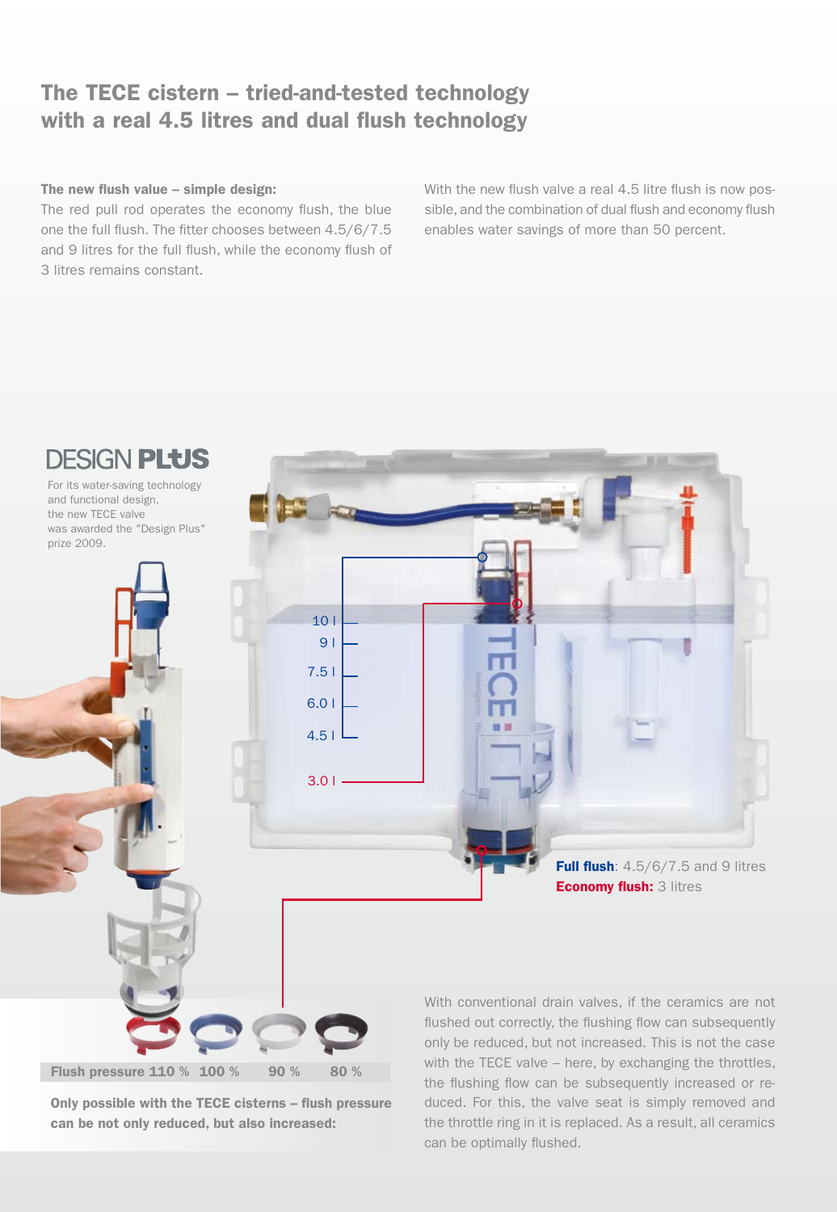## The TECE cistern – tried-and-tested technology with a real 4.5 litres and dual flush technology

**The new flush value – simple design:**
The red pull rod operates the economy flush, the blue one the full flush. The fitter chooses between 4.5/6/7.5 and 9 litres for the full flush, while the economy flush of 3 litres remains constant.

With the new flush valve a real 4.5 litre flush is now possible, and the combination of dual flush and economy flush enables water savings of more than 50 percent.

**DESIGN PLUS**

For its water-saving technology and functional design, the new TECE valve was awarded the "Design Plus" prize 2009.

10 l
9 l
7.5 l
6.0 l
4.5 l
3.0 l

**Full flush**: 4.5/6/7.5 and 9 litres
**Economy flush:** 3 litres

**Flush pressure** 110 % 100 % 90 % 80 %

**Only possible with the TECE cisterns – flush pressure can be not only reduced, but also increased:**

With conventional drain valves, if the ceramics are not flushed out correctly, the flushing flow can subsequently only be reduced, but not increased. This is not the case with the TECE valve – here, by exchanging the throttles, the flushing flow can be subsequently increased or reduced. For this, the valve seat is simply removed and the throttle ring in it is replaced. As a result, all ceramics can be optimally flushed.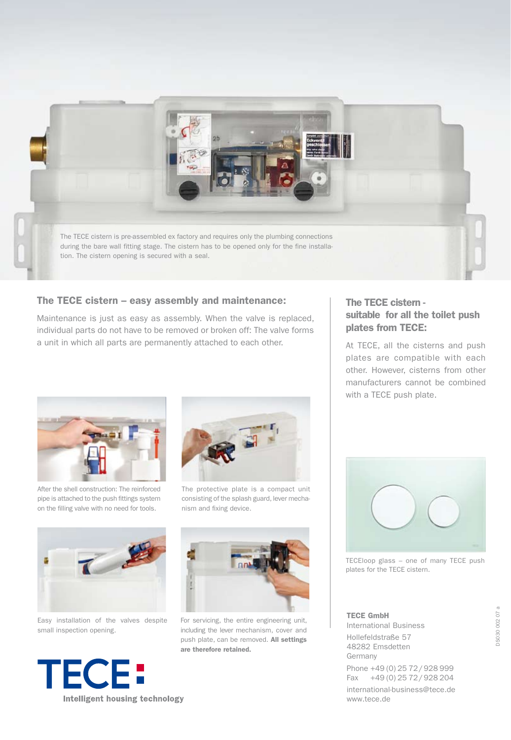The TECE cistern is pre-assembled ex factory and requires only the plumbing connections during the bare wall fitting stage. The cistern has to be opened only for the fine installation. The cistern opening is secured with a seal.

## The TECE cistern – easy assembly and maintenance:

Maintenance is just as easy as assembly. When the valve is replaced, individual parts do not have to be removed or broken off: The valve forms a unit in which all parts are permanently attached to each other.

After the shell construction: The reinforced pipe is attached to the push fittings system on the filling valve with no need for tools.

The protective plate is a compact unit consisting of the splash guard, lever mechanism and fixing device.

Easy installation of the valves despite small inspection opening.

For servicing, the entire engineering unit, including the lever mechanism, cover and push plate, can be removed. **All settings are therefore retained.**

## The TECE cistern - suitable for all the toilet push plates from TECE:

At TECE, all the cisterns and push plates are compatible with each other. However, cisterns from other manufacturers cannot be combined with a TECE push plate.

TECEloop glass – one of many TECE push plates for the TECE cistern.

TECE

Intelligent housing technology

**TECE GmbH**
International Business
Hollefeldstraße 57
48282 Emsdetten
Germany

Phone +49 (0) 25 72 / 928 999
Fax +49 (0) 25 72 / 928 204

international-business@tece.de
www.tece.de

DS030 002 07 a